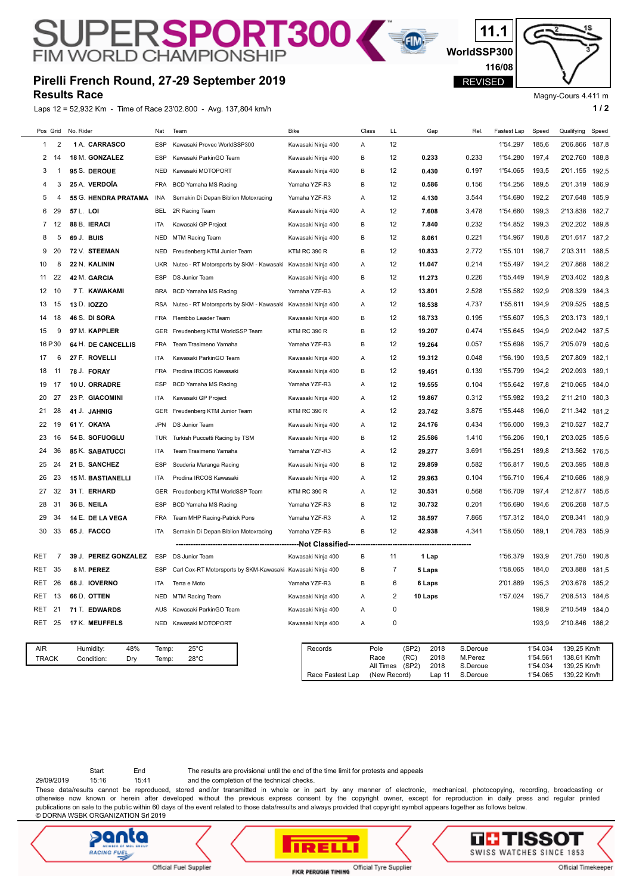# SUPERSPORT300 FIM WORLD CHAMPIONSHIP

11.1

WorldSSP300

116/08

REVISED

## Pirelli French Round, 27-29 September 2019

## Results Race

Magny-Cours 4.411 m

Laps 12 = 52,932 Km - Time of Race 23'02.800 - Avg. 137,804 km/h

| Pos | Grid | No. Rider | Nat | Team | Bike | Class | LL | Gap | Rel. | Fastest Lap | Speed | Qualifying | Speed |
|---|---|---|---|---|---|---|---|---|---|---|---|---|---|
| 1 | 2 | 1 A. CARRASCO | ESP | Kawasaki Provec WorldSSP300 | Kawasaki Ninja 400 | A | 12 | | | 1'54.297 | 185,6 | 2'06.866 | 187,8 |
| 2 | 14 | 18 M. GONZALEZ | ESP | Kawasaki ParkinGO Team | Kawasaki Ninja 400 | B | 12 | 0.233 | 0.233 | 1'54.280 | 197,4 | 2'02.760 | 188,8 |
| 3 | 1 | 95 S. DEROUE | NED | Kawasaki MOTOPORT | Kawasaki Ninja 400 | B | 12 | 0.430 | 0.197 | 1'54.065 | 193,5 | 2'01.155 | 192,5 |
| 4 | 3 | 25 A. VERDOÏA | FRA | BCD Yamaha MS Racing | Yamaha YZF-R3 | B | 12 | 0.586 | 0.156 | 1'54.256 | 189,5 | 2'01.319 | 186,9 |
| 5 | 4 | 55 G. HENDRA PRATAMA | INA | Semakin Di Depan Biblion Motoxracing | Yamaha YZF-R3 | A | 12 | 4.130 | 3.544 | 1'54.690 | 192,2 | 2'07.648 | 185,9 |
| 6 | 29 | 57 L. LOI | BEL | 2R Racing Team | Kawasaki Ninja 400 | A | 12 | 7.608 | 3.478 | 1'54.660 | 199,3 | 2'13.838 | 182,7 |
| 7 | 12 | 88 B. IERACI | ITA | Kawasaki GP Project | Kawasaki Ninja 400 | B | 12 | 7.840 | 0.232 | 1'54.852 | 199,3 | 2'02.202 | 189,8 |
| 8 | 5 | 69 J. BUIS | NED | MTM Racing Team | Kawasaki Ninja 400 | B | 12 | 8.061 | 0.221 | 1'54.967 | 190,8 | 2'01.617 | 187,2 |
| 9 | 20 | 72 V. STEEMAN | NED | Freudenberg KTM Junior Team | KTM RC 390 R | B | 12 | 10.833 | 2.772 | 1'55.101 | 196,7 | 2'03.311 | 188,5 |
| 10 | 8 | 22 N. KALININ | UKR | Nutec - RT Motorsports by SKM - Kawasaki | Kawasaki Ninja 400 | A | 12 | 11.047 | 0.214 | 1'55.497 | 194,2 | 2'07.868 | 186,2 |
| 11 | 22 | 42 M. GARCIA | ESP | DS Junior Team | Kawasaki Ninja 400 | B | 12 | 11.273 | 0.226 | 1'55.449 | 194,9 | 2'03.402 | 189,8 |
| 12 | 10 | 7 T. KAWAKAMI | BRA | BCD Yamaha MS Racing | Yamaha YZF-R3 | A | 12 | 13.801 | 2.528 | 1'55.582 | 192,9 | 2'08.329 | 184,3 |
| 13 | 15 | 13 D. IOZZO | RSA | Nutec - RT Motorsports by SKM - Kawasaki | Kawasaki Ninja 400 | A | 12 | 18.538 | 4.737 | 1'55.611 | 194,9 | 2'09.525 | 188,5 |
| 14 | 18 | 46 S. DI SORA | FRA | Flembbo Leader Team | Kawasaki Ninja 400 | B | 12 | 18.733 | 0.195 | 1'55.607 | 195,3 | 2'03.173 | 189,1 |
| 15 | 9 | 97 M. KAPPLER | GER | Freudenberg KTM WorldSSP Team | KTM RC 390 R | B | 12 | 19.207 | 0.474 | 1'55.645 | 194,9 | 2'02.042 | 187,5 |
| 16 | P30 | 64 H. DE CANCELLIS | FRA | Team Trasimeno Yamaha | Yamaha YZF-R3 | B | 12 | 19.264 | 0.057 | 1'55.698 | 195,7 | 2'05.079 | 180,6 |
| 17 | 6 | 27 F. ROVELLI | ITA | Kawasaki ParkinGO Team | Kawasaki Ninja 400 | A | 12 | 19.312 | 0.048 | 1'56.190 | 193,5 | 2'07.809 | 182,1 |
| 18 | 11 | 78 J. FORAY | FRA | Prodina IRCOS Kawasaki | Kawasaki Ninja 400 | B | 12 | 19.451 | 0.139 | 1'55.799 | 194,2 | 2'02.093 | 189,1 |
| 19 | 17 | 10 U. ORRADRE | ESP | BCD Yamaha MS Racing | Yamaha YZF-R3 | A | 12 | 19.555 | 0.104 | 1'55.642 | 197,8 | 2'10.065 | 184,0 |
| 20 | 27 | 23 P. GIACOMINI | ITA | Kawasaki GP Project | Kawasaki Ninja 400 | A | 12 | 19.867 | 0.312 | 1'55.982 | 193,2 | 2'11.210 | 180,3 |
| 21 | 28 | 41 J. JAHNIG | GER | Freudenberg KTM Junior Team | KTM RC 390 R | A | 12 | 23.742 | 3.875 | 1'55.448 | 196,0 | 2'11.342 | 181,2 |
| 22 | 19 | 61 Y. OKAYA | JPN | DS Junior Team | Kawasaki Ninja 400 | A | 12 | 24.176 | 0.434 | 1'56.000 | 199,3 | 2'10.527 | 182,7 |
| 23 | 16 | 54 B. SOFUOGLU | TUR | Turkish Puccetti Racing by TSM | Kawasaki Ninja 400 | B | 12 | 25.586 | 1.410 | 1'56.206 | 190,1 | 2'03.025 | 185,6 |
| 24 | 36 | 85 K. SABATUCCI | ITA | Team Trasimeno Yamaha | Yamaha YZF-R3 | A | 12 | 29.277 | 3.691 | 1'56.251 | 189,8 | 2'13.562 | 176,5 |
| 25 | 24 | 21 B. SANCHEZ | ESP | Scuderia Maranga Racing | Kawasaki Ninja 400 | B | 12 | 29.859 | 0.582 | 1'56.817 | 190,5 | 2'03.595 | 188,8 |
| 26 | 23 | 15 M. BASTIANELLI | ITA | Prodina IRCOS Kawasaki | Kawasaki Ninja 400 | A | 12 | 29.963 | 0.104 | 1'56.710 | 196,4 | 2'10.686 | 186,9 |
| 27 | 32 | 31 T. ERHARD | GER | Freudenberg KTM WorldSSP Team | KTM RC 390 R | A | 12 | 30.531 | 0.568 | 1'56.709 | 197,4 | 2'12.877 | 185,6 |
| 28 | 31 | 36 B. NEILA | ESP | BCD Yamaha MS Racing | Yamaha YZF-R3 | B | 12 | 30.732 | 0.201 | 1'56.690 | 194,6 | 2'06.268 | 187,5 |
| 29 | 34 | 14 E. DE LA VEGA | FRA | Team MHP Racing-Patrick Pons | Yamaha YZF-R3 | A | 12 | 38.597 | 7.865 | 1'57.312 | 184,0 | 2'08.341 | 180,9 |
| 30 | 33 | 65 J. FACCO | ITA | Semakin Di Depan Biblion Motoxracing | Yamaha YZF-R3 | B | 12 | 42.938 | 4.341 | 1'58.050 | 189,1 | 2'04.783 | 185,9 |
| | | | | **Not Classified** | | | | | | | | | |
| RET | 7 | 39 J. PEREZ GONZALEZ | ESP | DS Junior Team | Kawasaki Ninja 400 | B | 11 | 1 Lap | | 1'56.379 | 193,9 | 2'01.750 | 190,8 |
| RET | 35 | 8 M. PEREZ | ESP | Carl Cox-RT Motorsports by SKM-Kawasaki | Kawasaki Ninja 400 | B | 7 | 5 Laps | | 1'58.065 | 184,0 | 2'03.888 | 181,5 |
| RET | 26 | 68 J. IOVERNO | ITA | Terra e Moto | Yamaha YZF-R3 | B | 6 | 6 Laps | | 2'01.889 | 195,3 | 2'03.678 | 185,2 |
| RET | 13 | 66 D. OTTEN | NED | MTM Racing Team | Kawasaki Ninja 400 | A | 2 | 10 Laps | | 1'57.024 | 195,7 | 2'08.513 | 184,6 |
| RET | 21 | 71 T. EDWARDS | AUS | Kawasaki ParkinGO Team | Kawasaki Ninja 400 | A | 0 | | | | 198,9 | 2'10.549 | 184,0 |
| RET | 25 | 17 K. MEUFFELS | NED | Kawasaki MOTOPORT | Kawasaki Ninja 400 | A | 0 | | | | 193,9 | 2'10.846 | 186,2 |

| | | | | | |
|---|---|---|---|---|---|
| AIR | Humidity: | 48% | Temp: | 25°C | |
| TRACK | Condition: | Dry | Temp: | 28°C | |

| Records | | | | | | |
|---|---|---|---|---|---|---|
| | Pole | (SP2) | 2018 | S.Deroue | 1'54.034 | 139,25 Km/h |
| | Race | (RC) | 2018 | M.Perez | 1'54.561 | 138,61 Km/h |
| | All Times | (SP2) | 2018 | S.Deroue | 1'54.034 | 139,25 Km/h |
| Race Fastest Lap | (New Record) | | Lap 11 | S.Deroue | 1'54.065 | 139,22 Km/h |

| | Start | End |
|---|---|---|
| 29/09/2019 | 15:16 | 15:41 |

The results are provisional until the end of the time limit for protests and appeals and the completion of the technical checks.

These data/results cannot be reproduced, stored and/or transmitted in whole or in part by any manner of electronic, mechanical, photocopying, recording, broadcasting or otherwise now known or herein after developed without the previous express consent by the copyright owner, except for reproduction in daily press and regular printed publications on sale to the public within 60 days of the event related to those data/results and always provided that copyright symbol appears together as follows below.

© DORNA WSBK ORGANIZATION Srl 2019

Official Fuel Supplier — Official Tyre Supplier — FICR PERUGIA TIMING — Official Timekeeper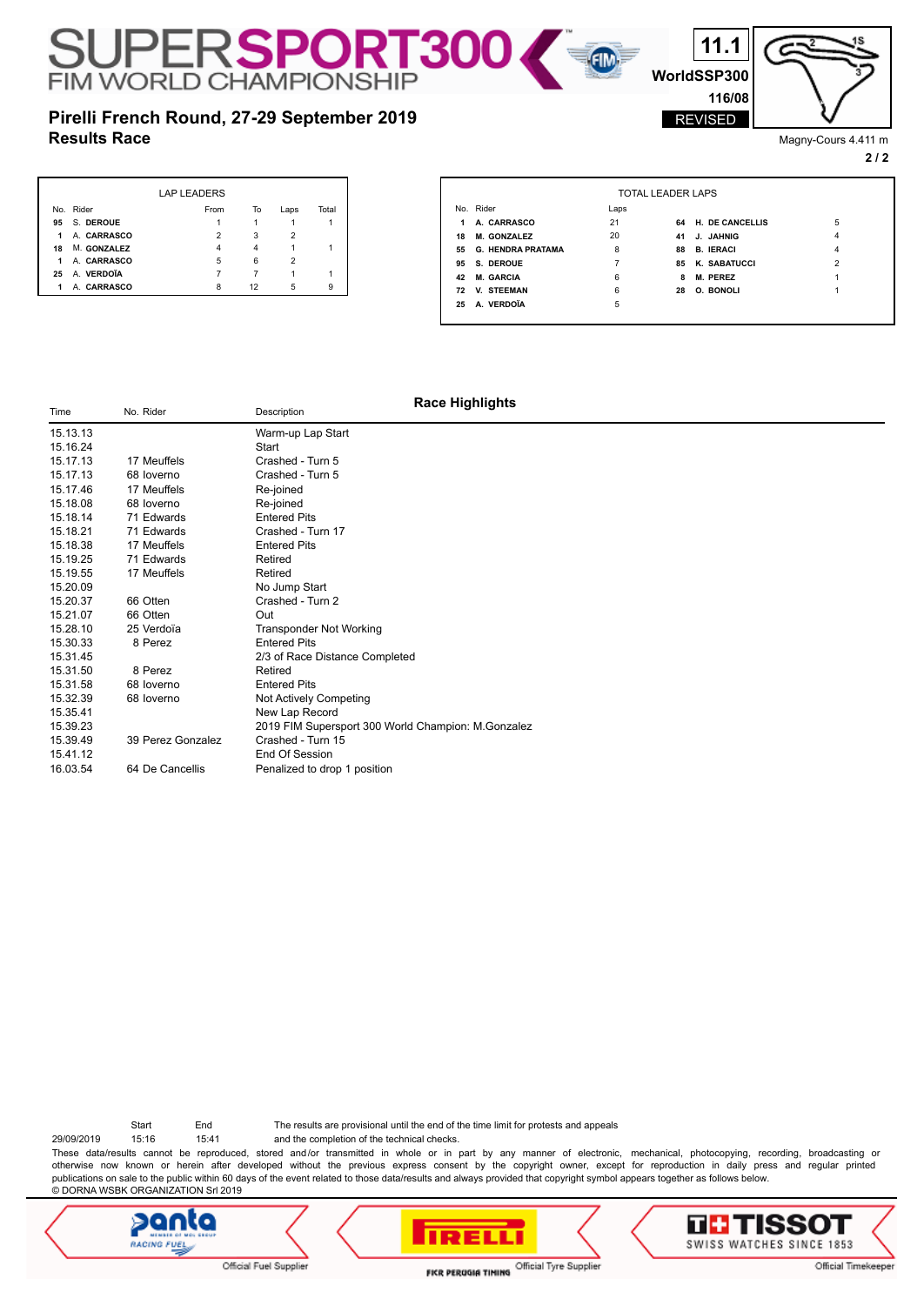# SUPERSPORT300 FIM WORLD CHAMPIONSHIP

**11.1**

**WorldSSP300**

**116/08**

REVISED

Magny-Cours 4.411 m

## Pirelli French Round, 27-29 September 2019

## Results Race

### LAP LEADERS

| No. | Rider | From | To | Laps | Total |
|---|---|---|---|---|---|
| 95 | S. DEROUE | 1 | 1 | 1 | 1 |
| 1 | A. CARRASCO | 2 | 3 | 2 | |
| 18 | M. GONZALEZ | 4 | 4 | 1 | 1 |
| 1 | A. CARRASCO | 5 | 6 | 2 | |
| 25 | A. VERDOÏA | 7 | 7 | 1 | 1 |
| 1 | A. CARRASCO | 8 | 12 | 5 | 9 |

### TOTAL LEADER LAPS

| No. | Rider | Laps | No. | Rider | Laps |
|---|---|---|---|---|---|
| 1 | A. CARRASCO | 21 | 64 | H. DE CANCELLIS | 5 |
| 18 | M. GONZALEZ | 20 | 41 | J. JAHNIG | 4 |
| 55 | G. HENDRA PRATAMA | 8 | 88 | B. IERACI | 4 |
| 95 | S. DEROUE | 7 | 85 | K. SABATUCCI | 2 |
| 42 | M. GARCIA | 6 | 8 | M. PEREZ | 1 |
| 72 | V. STEEMAN | 6 | 28 | O. BONOLI | 1 |
| 25 | A. VERDOÏA | 5 | | | |

### Race Highlights

| Time | No. Rider | Description |
|---|---|---|
| 15.13.13 | | Warm-up Lap Start |
| 15.16.24 | | Start |
| 15.17.13 | 17 Meuffels | Crashed - Turn 5 |
| 15.17.13 | 68 Ioverno | Crashed - Turn 5 |
| 15.17.46 | 17 Meuffels | Re-joined |
| 15.18.08 | 68 Ioverno | Re-joined |
| 15.18.14 | 71 Edwards | Entered Pits |
| 15.18.21 | 71 Edwards | Crashed - Turn 17 |
| 15.18.38 | 17 Meuffels | Entered Pits |
| 15.19.25 | 71 Edwards | Retired |
| 15.19.55 | 17 Meuffels | Retired |
| 15.20.09 | | No Jump Start |
| 15.20.37 | 66 Otten | Crashed - Turn 2 |
| 15.21.07 | 66 Otten | Out |
| 15.28.10 | 25 Verdoïa | Transponder Not Working |
| 15.30.33 | 8 Perez | Entered Pits |
| 15.31.45 | | 2/3 of Race Distance Completed |
| 15.31.50 | 8 Perez | Retired |
| 15.31.58 | 68 Ioverno | Entered Pits |
| 15.32.39 | 68 Ioverno | Not Actively Competing |
| 15.35.41 | | New Lap Record |
| 15.39.23 | | 2019 FIM Supersport 300 World Champion: M.Gonzalez |
| 15.39.49 | 39 Perez Gonzalez | Crashed - Turn 15 |
| 15.41.12 | | End Of Session |
| 16.03.54 | 64 De Cancellis | Penalized to drop 1 position |

| | Start | End |
|---|---|---|
| 29/09/2019 | 15:16 | 15:41 |

The results are provisional until the end of the time limit for protests and appeals and the completion of the technical checks.

These data/results cannot be reproduced, stored and/or transmitted in whole or in part by any manner of electronic, mechanical, photocopying, recording, broadcasting or otherwise now known or herein after developed without the previous express consent by the copyright owner, except for reproduction in daily press and regular printed publications on sale to the public within 60 days of the event related to those data/results and always provided that copyright symbol appears together as follows below.
© DORNA WSBK ORGANIZATION Srl 2019

Official Fuel Supplier — Official Tyre Supplier — FICR PERUGIA TIMING — Official Timekeeper